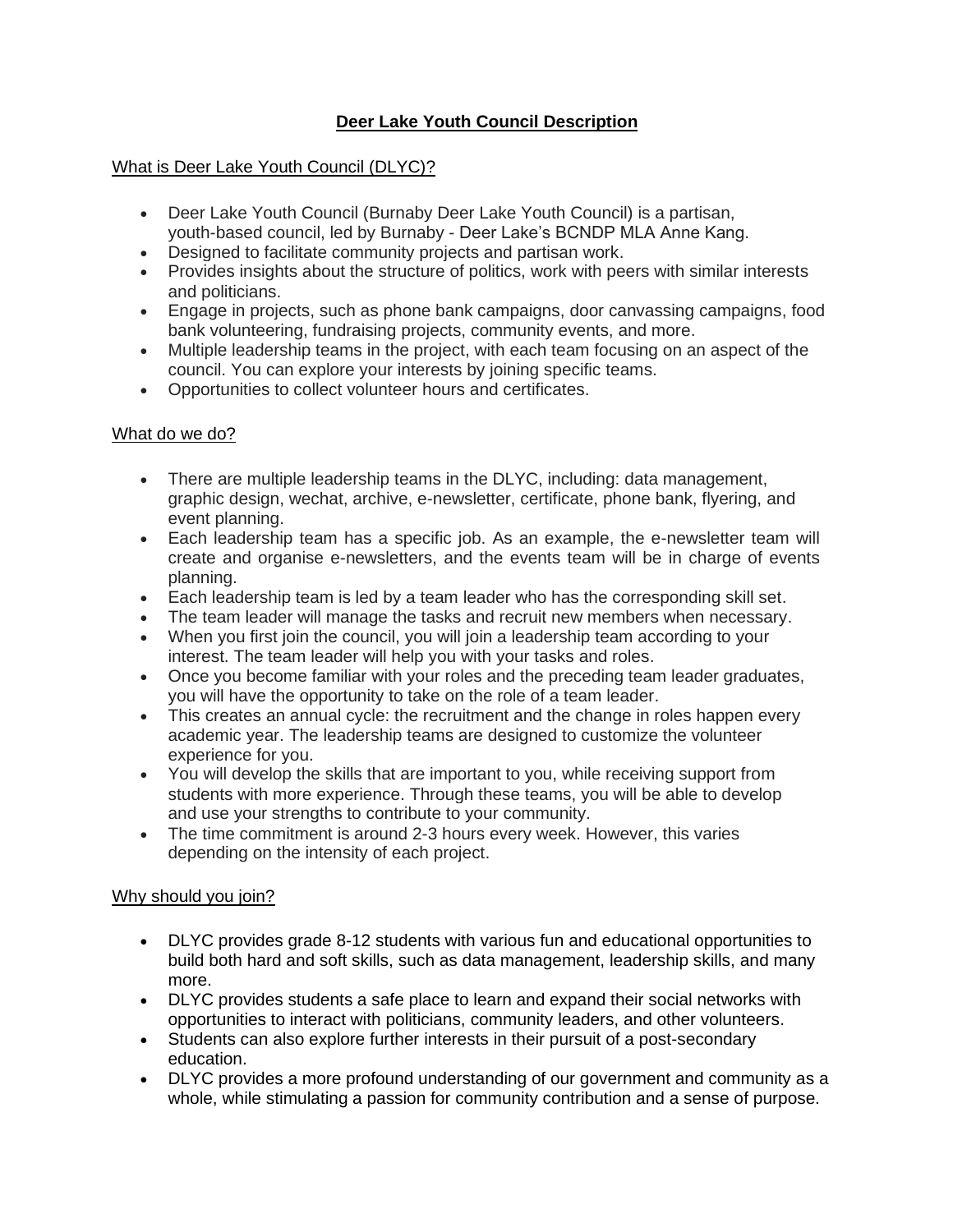# **Deer Lake Youth Council Description**

## What is Deer Lake Youth Council (DLYC)?

- Deer Lake Youth Council (Burnaby Deer Lake Youth Council) is a partisan, youth-based council, led by Burnaby - Deer Lake's BCNDP MLA Anne Kang.
- Designed to facilitate community projects and partisan work.
- Provides insights about the structure of politics, work with peers with similar interests and politicians.
- Engage in projects, such as phone bank campaigns, door canvassing campaigns, food bank volunteering, fundraising projects, community events, and more.
- Multiple leadership teams in the project, with each team focusing on an aspect of the council. You can explore your interests by joining specific teams.
- Opportunities to collect volunteer hours and certificates.

## What do we do?

- There are multiple leadership teams in the DLYC, including: data management, graphic design, wechat, archive, e-newsletter, certificate, phone bank, flyering, and event planning.
- Each leadership team has a specific job. As an example, the e-newsletter team will create and organise e-newsletters, and the events team will be in charge of events planning.
- Each leadership team is led by a team leader who has the corresponding skill set.
- The team leader will manage the tasks and recruit new members when necessary.
- When you first join the council, you will join a leadership team according to your interest. The team leader will help you with your tasks and roles.
- Once you become familiar with your roles and the preceding team leader graduates, you will have the opportunity to take on the role of a team leader.
- This creates an annual cycle: the recruitment and the change in roles happen every academic year. The leadership teams are designed to customize the volunteer experience for you.
- You will develop the skills that are important to you, while receiving support from students with more experience. Through these teams, you will be able to develop and use your strengths to contribute to your community.
- The time commitment is around 2-3 hours every week. However, this varies depending on the intensity of each project.

## Why should you join?

- DLYC provides grade 8-12 students with various fun and educational opportunities to build both hard and soft skills, such as data management, leadership skills, and many more.
- DLYC provides students a safe place to learn and expand their social networks with opportunities to interact with politicians, community leaders, and other volunteers.
- Students can also explore further interests in their pursuit of a post-secondary education.
- DLYC provides a more profound understanding of our government and community as a whole, while stimulating a passion for community contribution and a sense of purpose.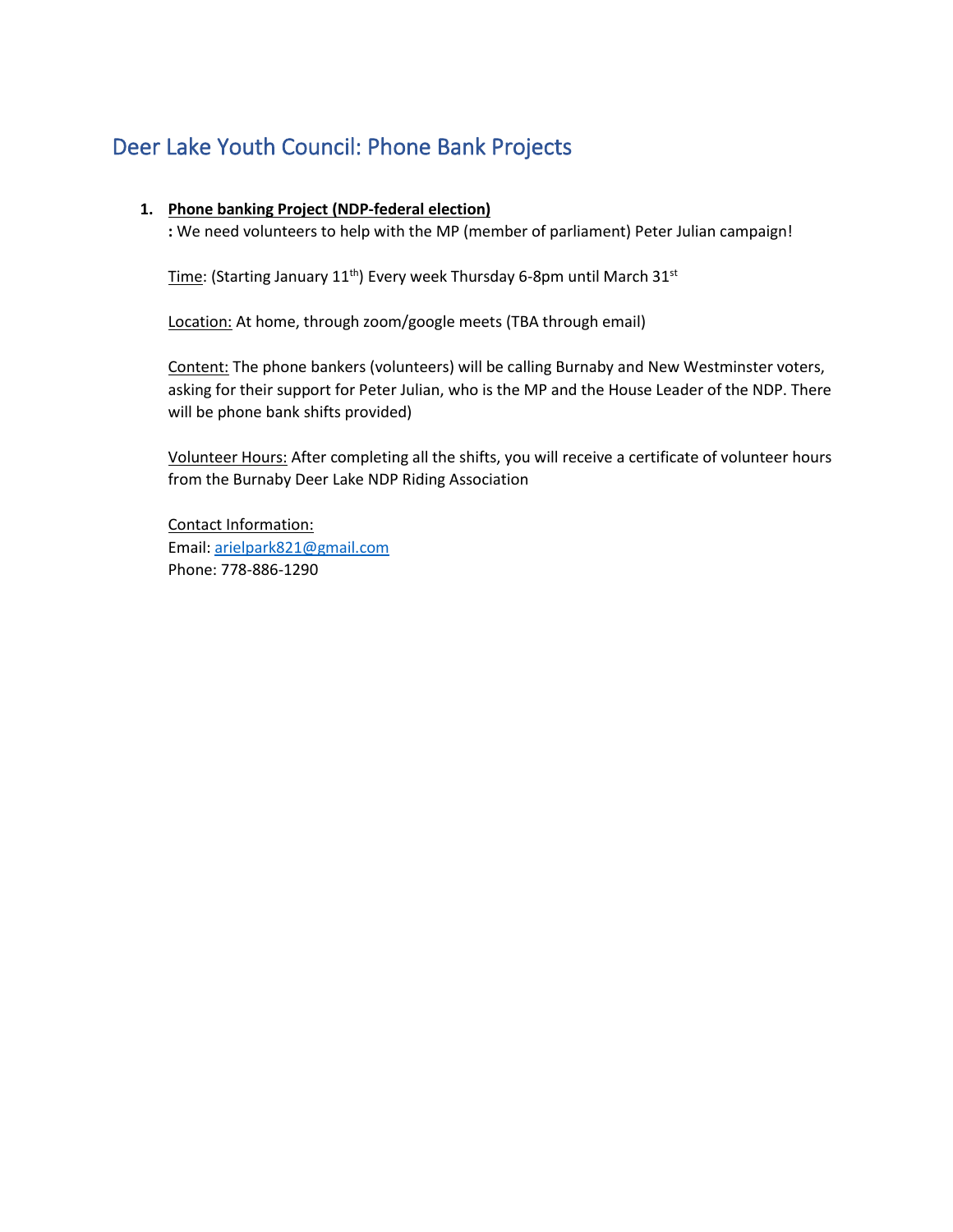# Deer Lake Youth Council: Phone Bank Projects

1. **Phone banking Project (NDP-federal election)**

   **:** We need volunteers to help with the MP (member of parliament) Peter Julian campaign!

   Time: (Starting January 11th) Every week Thursday 6-8pm until March 31st

   Location: At home, through zoom/google meets (TBA through email)

   Content: The phone bankers (volunteers) will be calling Burnaby and New Westminster voters, asking for their support for Peter Julian, who is the MP and the House Leader of the NDP. There will be phone bank shifts provided)

   Volunteer Hours: After completing all the shifts, you will receive a certificate of volunteer hours from the Burnaby Deer Lake NDP Riding Association

   Contact Information:
   Email: arielpark821@gmail.com
   Phone: 778-886-1290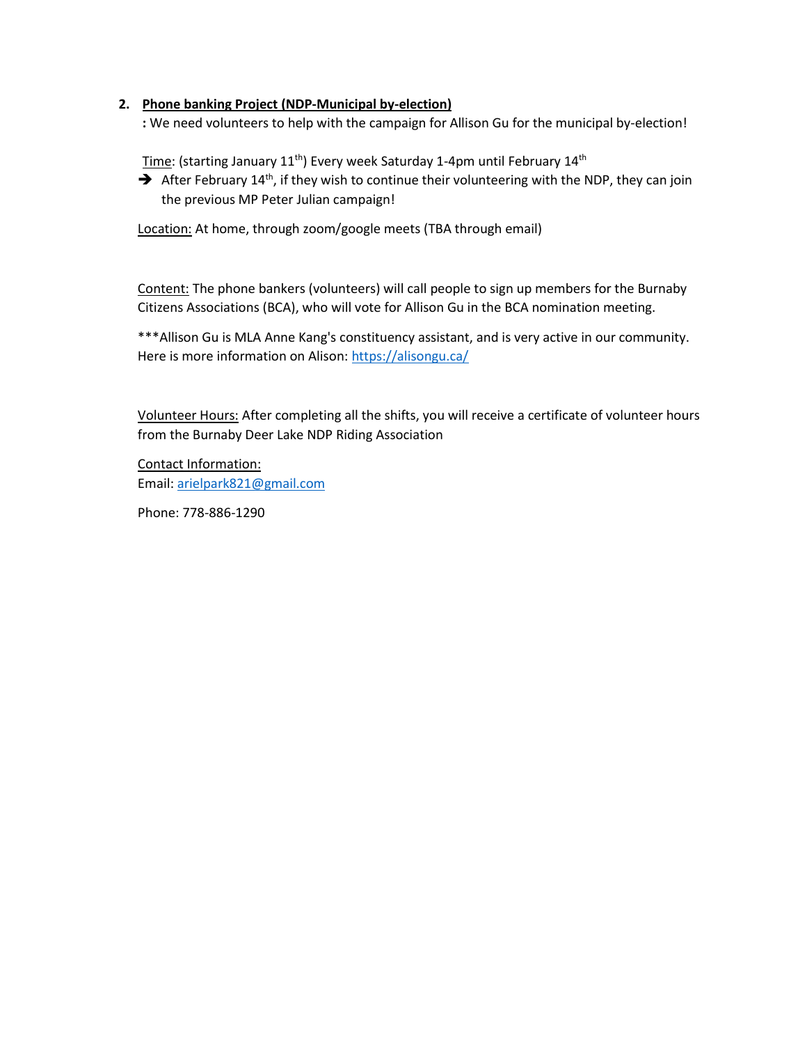2. **Phone banking Project (NDP-Municipal by-election)**

**:** We need volunteers to help with the campaign for Allison Gu for the municipal by-election!

Time: (starting January 11th) Every week Saturday 1-4pm until February 14th

➔ After February 14th, if they wish to continue their volunteering with the NDP, they can join the previous MP Peter Julian campaign!

Location: At home, through zoom/google meets (TBA through email)

Content: The phone bankers (volunteers) will call people to sign up members for the Burnaby Citizens Associations (BCA), who will vote for Allison Gu in the BCA nomination meeting.

***Allison Gu is MLA Anne Kang's constituency assistant, and is very active in our community. Here is more information on Alison: https://alisongu.ca/

Volunteer Hours: After completing all the shifts, you will receive a certificate of volunteer hours from the Burnaby Deer Lake NDP Riding Association

Contact Information:
Email: arielpark821@gmail.com

Phone: 778-886-1290